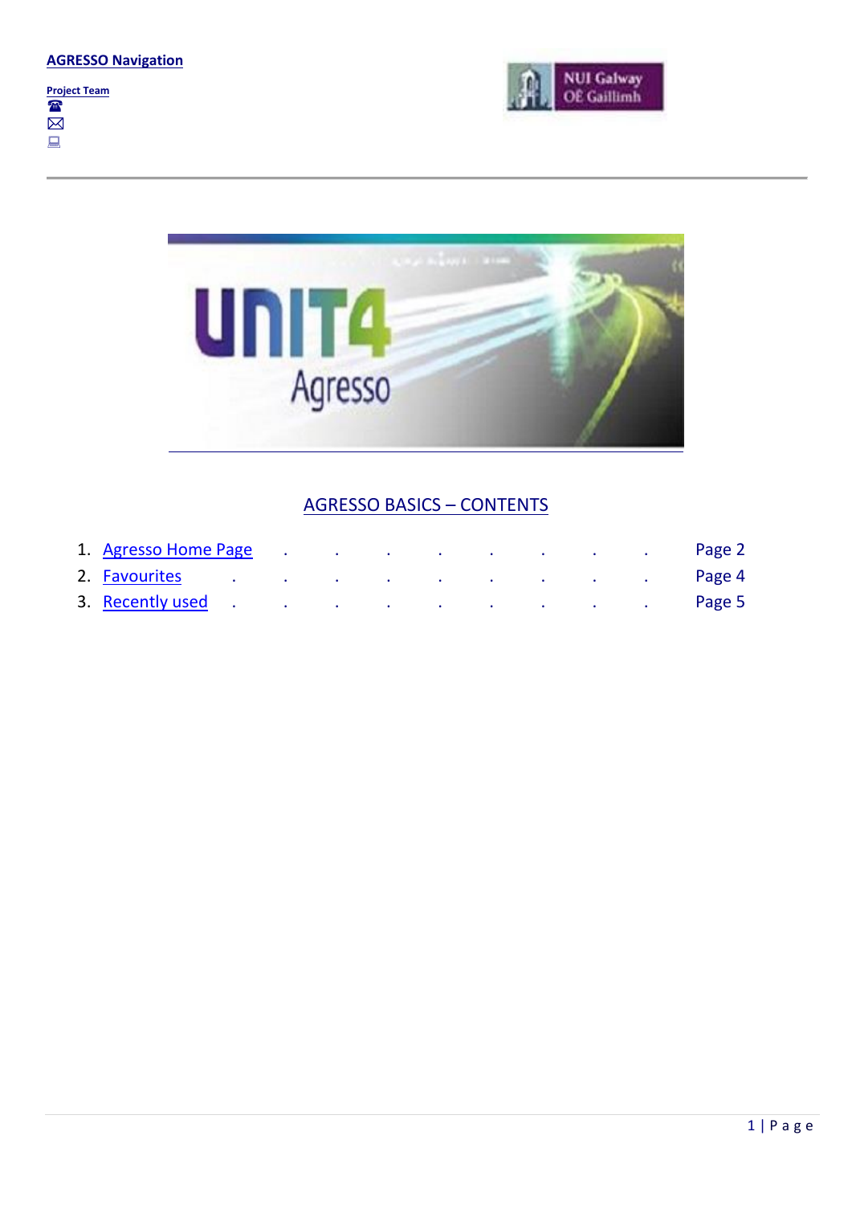**AGRESSO Navigation**

**Project Team**

## AGRESSO BASICS – CONTENTS

1. Agresso Home Page . . . . . . . . Page 2
2. Favourites . . . . . . . . . Page 4
3. Recently used . . . . . . . . . Page 5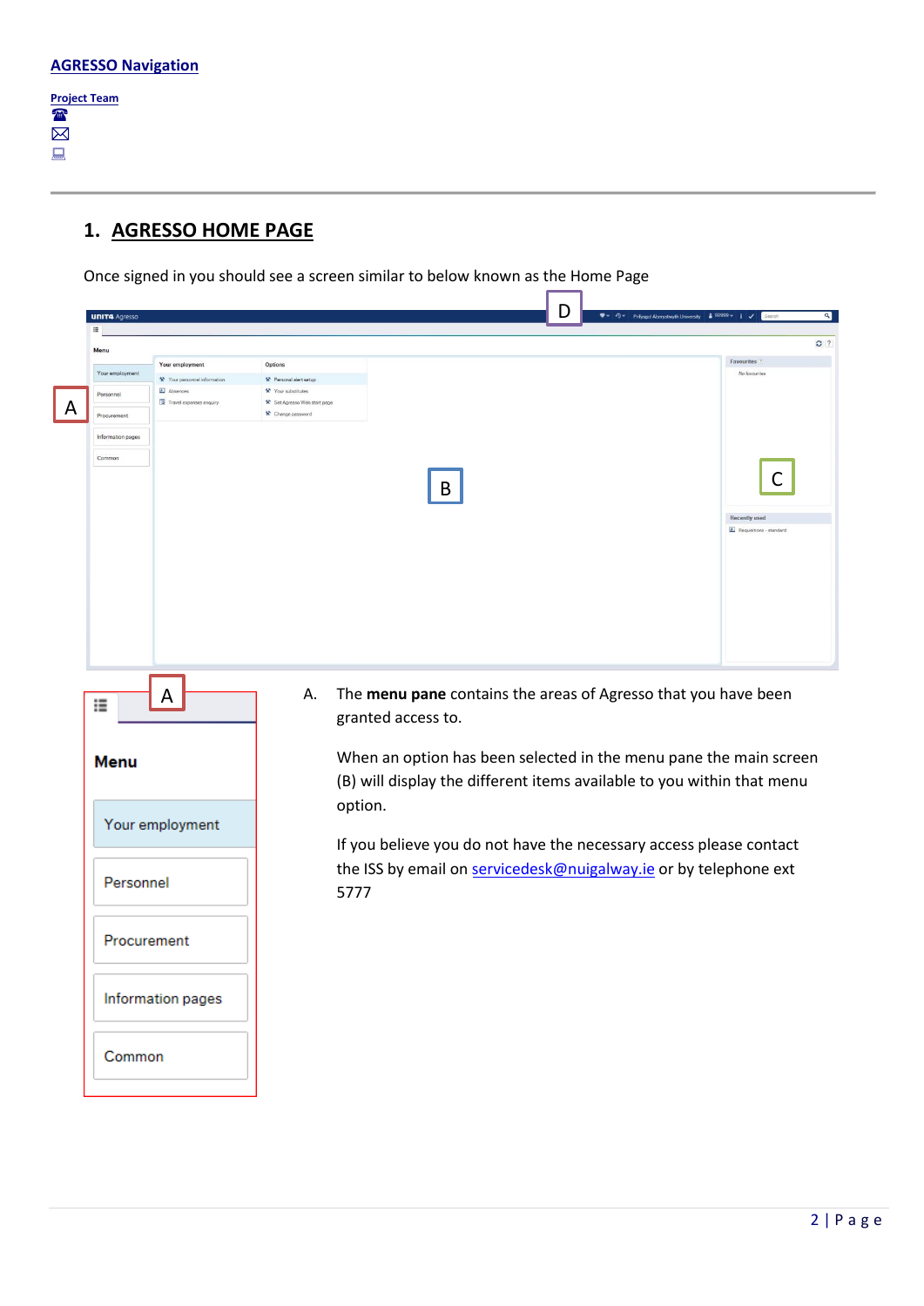AGRESSO Navigation

Project Team

☎

✉

💻

## 1. AGRESSO HOME PAGE

Once signed in you should see a screen similar to below known as the Home Page

A. The **menu pane** contains the areas of Agresso that you have been granted access to.

   When an option has been selected in the menu pane the main screen (B) will display the different items available to you within that menu option.

   If you believe you do not have the necessary access please contact the ISS by email on servicedesk@nuigalway.ie or by telephone ext 5777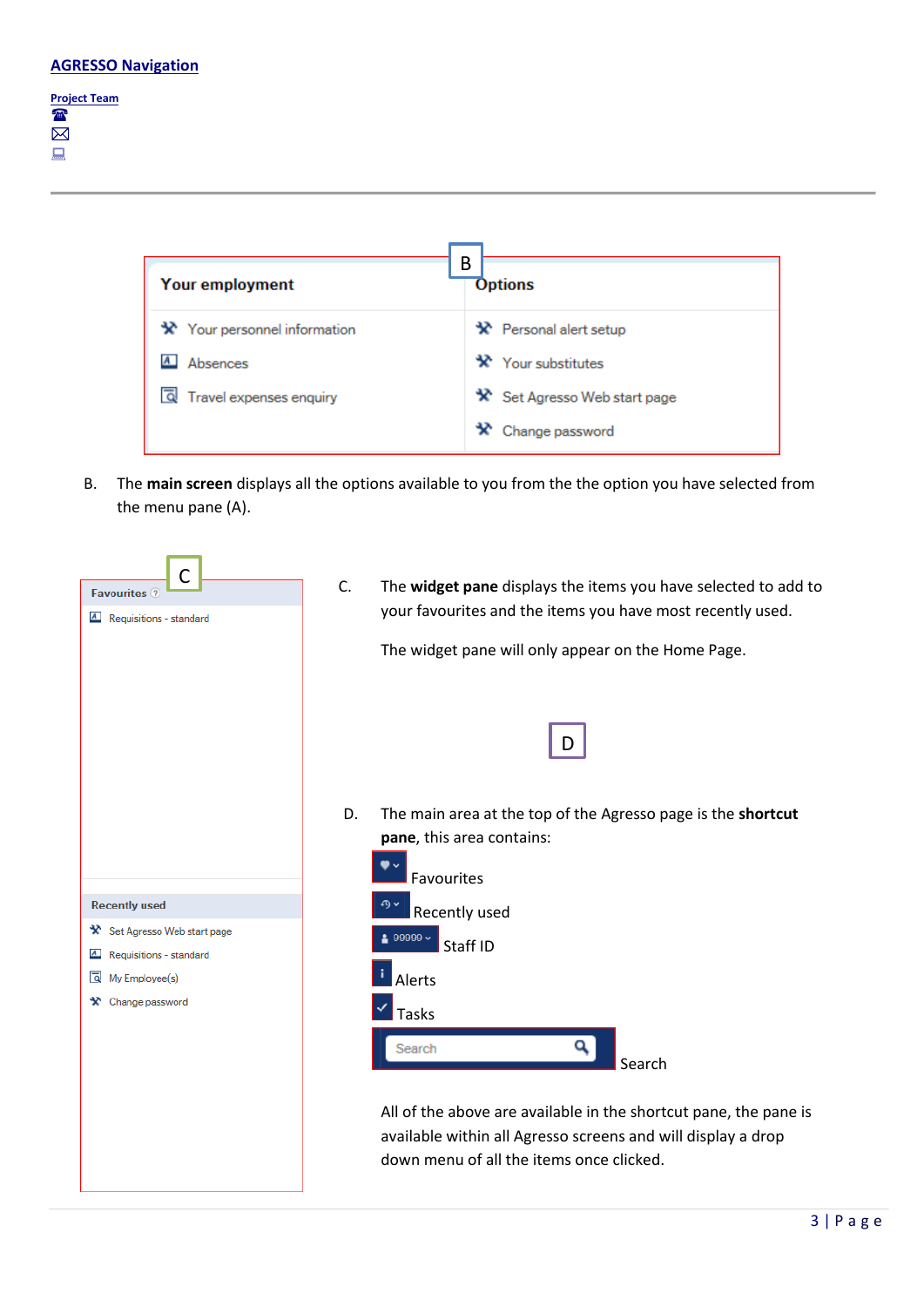**AGRESSO Navigation**

Project Team

---

B. The **main screen** displays all the options available to you from the the option you have selected from the menu pane (A).

C. The **widget pane** displays the items you have selected to add to your favourites and the items you have most recently used.

The widget pane will only appear on the Home Page.

D. The main area at the top of the Agresso page is the **shortcut pane**, this area contains:

- Favourites
- Recently used
- Staff ID
- Alerts
- Tasks
- Search

All of the above are available in the shortcut pane, the pane is available within all Agresso screens and will display a drop down menu of all the items once clicked.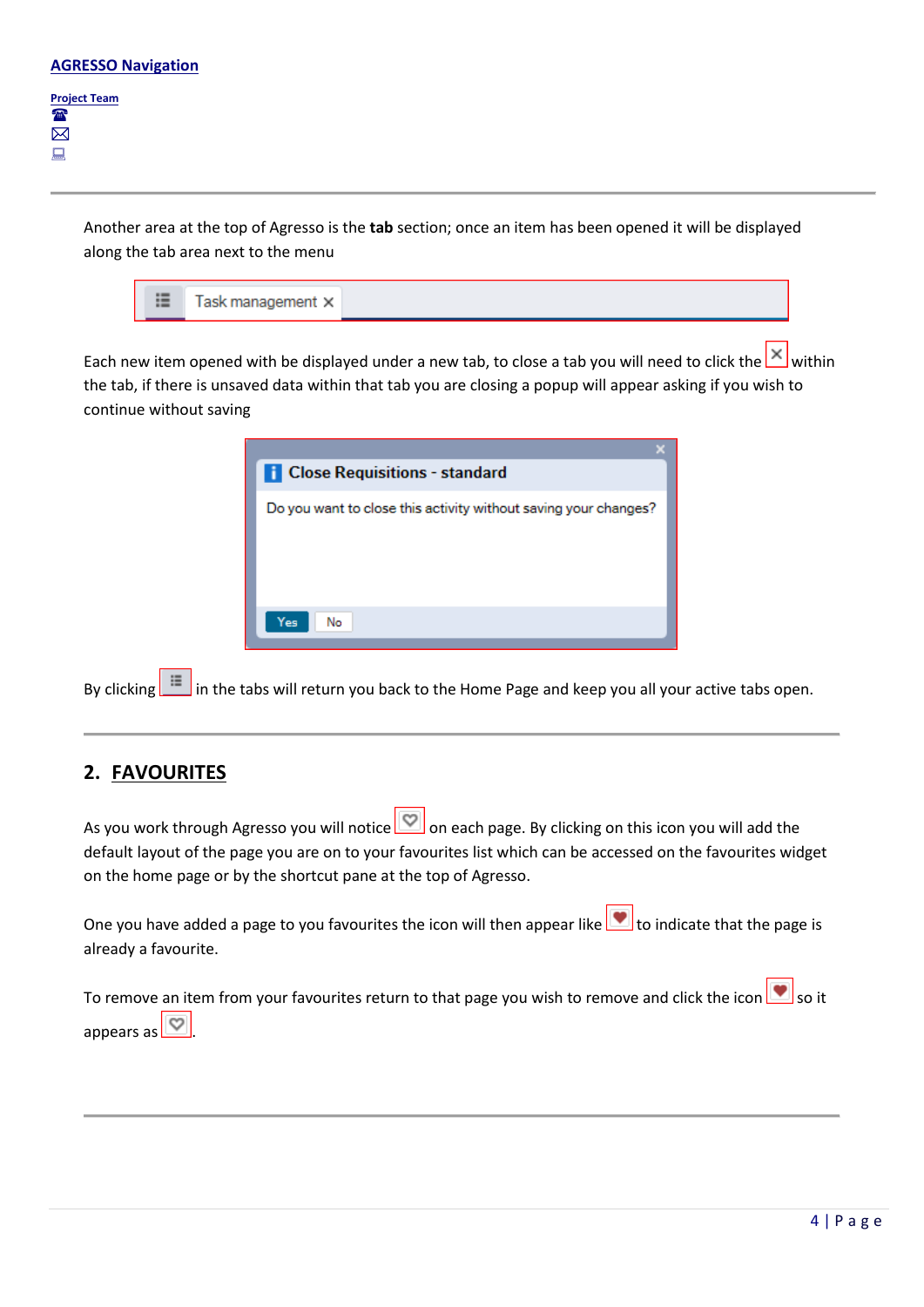Another area at the top of Agresso is the **tab** section; once an item has been opened it will be displayed along the tab area next to the menu

Each new item opened with be displayed under a new tab, to close a tab you will need to click the within the tab, if there is unsaved data within that tab you are closing a popup will appear asking if you wish to continue without saving

By clicking in the tabs will return you back to the Home Page and keep you all your active tabs open.

## 2. FAVOURITES

As you work through Agresso you will notice on each page. By clicking on this icon you will add the default layout of the page you are on to your favourites list which can be accessed on the favourites widget on the home page or by the shortcut pane at the top of Agresso.

One you have added a page to you favourites the icon will then appear like to indicate that the page is already a favourite.

To remove an item from your favourites return to that page you wish to remove and click the icon so it appears as .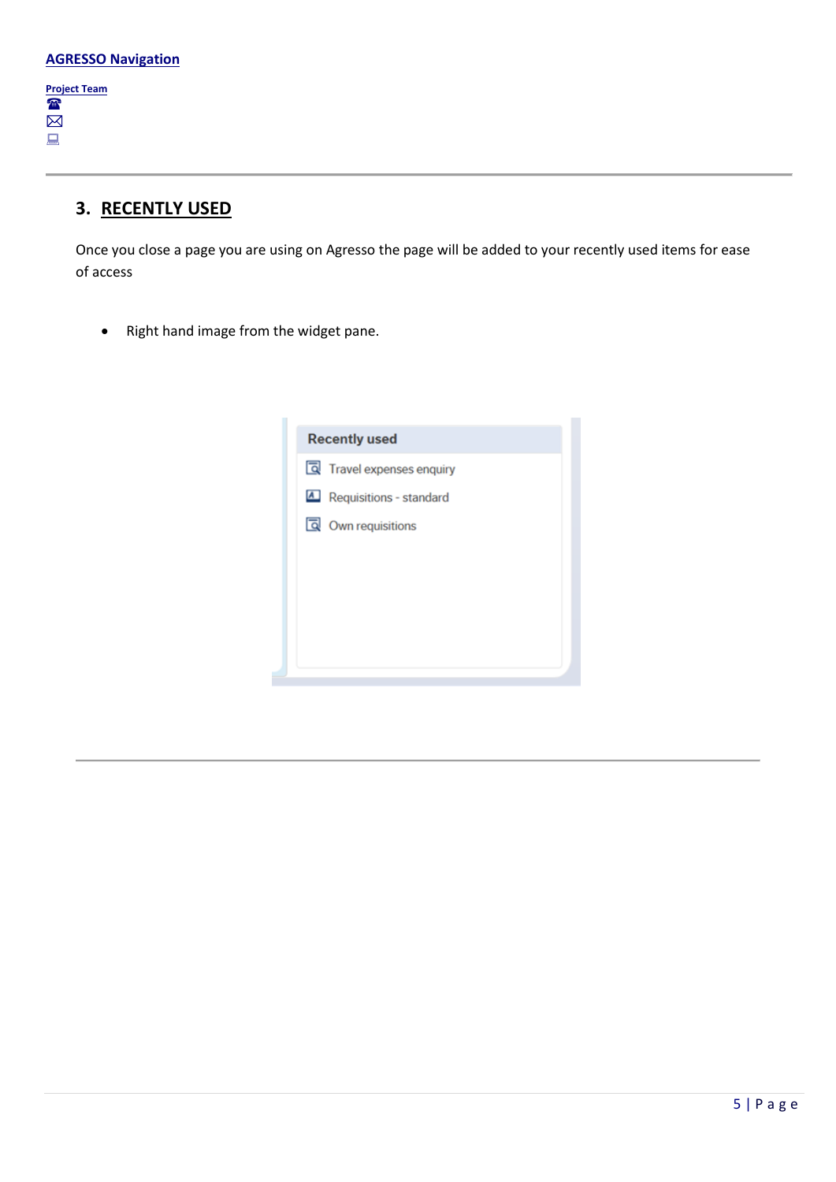## 3. RECENTLY USED

Once you close a page you are using on Agresso the page will be added to your recently used items for ease of access

- Right hand image from the widget pane.

Recently used

Travel expenses enquiry

Requisitions - standard

Own requisitions